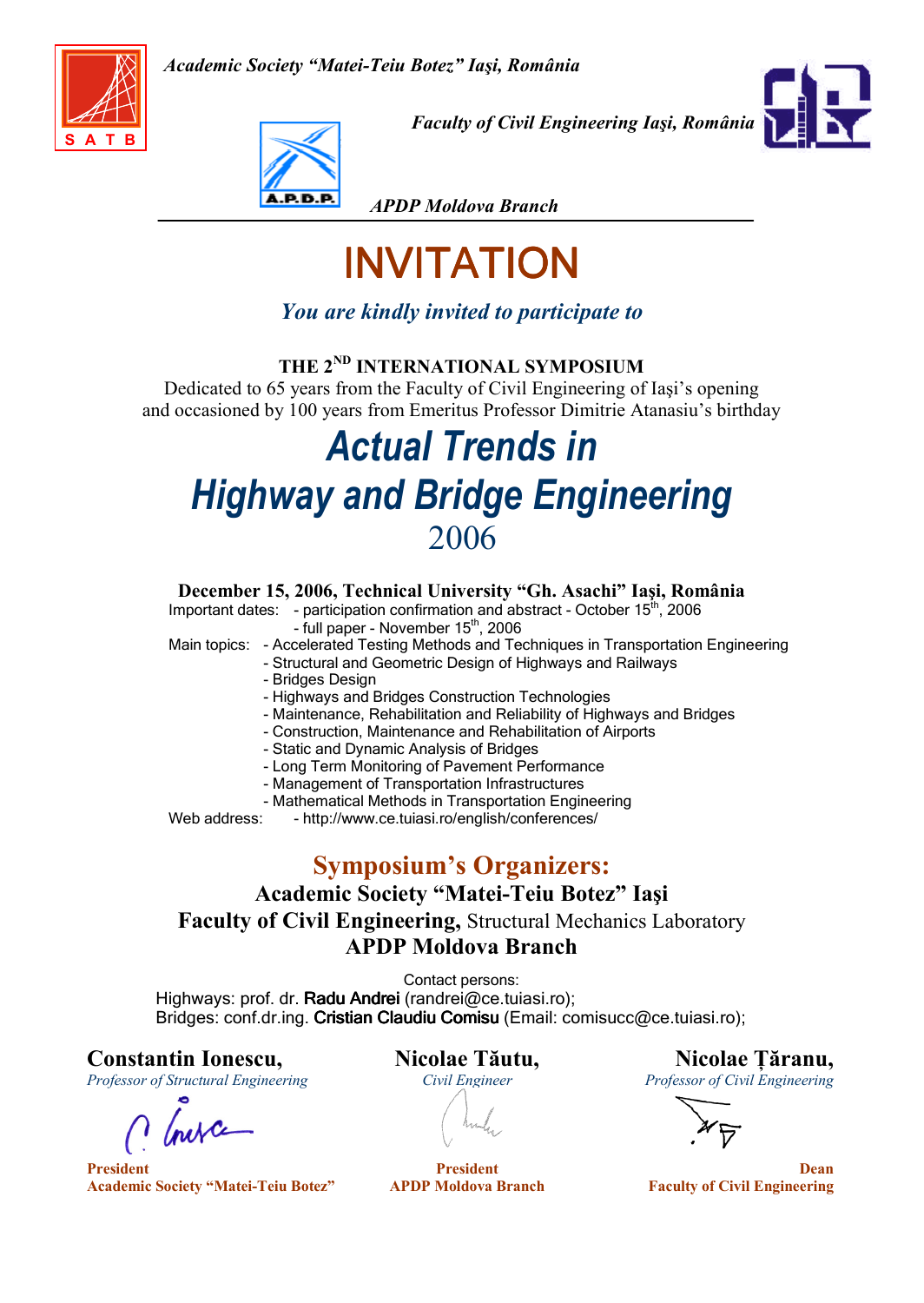*Academic Society "Matei-Teiu Botez" Iaşi, România*

*Faculty of Civil Engineering Iaşi, România*

*APDP Moldova Branch*

# INVITATION

*You are kindly invited to participate to*

**THE 2ND INTERNATIONAL SYMPOSIUM**

Dedicated to 65 years from the Faculty of Civil Engineering of Iaşi's opening and occasioned by 100 years from Emeritus Professor Dimitrie Atanasiu's birthday

# *Actual Trends in Highway and Bridge Engineering*

## 2006

**December 15, 2006, Technical University "Gh. Asachi" Iaşi, România**

Important dates:
- participation confirmation and abstract - October 15th, 2006
- full paper - November 15th, 2006

Main topics:
- Accelerated Testing Methods and Techniques in Transportation Engineering
- Structural and Geometric Design of Highways and Railways
- Bridges Design
- Highways and Bridges Construction Technologies
- Maintenance, Rehabilitation and Reliability of Highways and Bridges
- Construction, Maintenance and Rehabilitation of Airports
- Static and Dynamic Analysis of Bridges
- Long Term Monitoring of Pavement Performance
- Management of Transportation Infrastructures
- Mathematical Methods in Transportation Engineering

Web address:
- http://www.ce.tuiasi.ro/english/conferences/

## Symposium's Organizers:

**Academic Society "Matei-Teiu Botez" Iaşi**

**Faculty of Civil Engineering,** Structural Mechanics Laboratory

**APDP Moldova Branch**

Contact persons:

Highways: prof. dr. **Radu Andrei** (randrei@ce.tuiasi.ro);

Bridges: conf.dr.ing. **Cristian Claudiu Comisu** (Email: comisucc@ce.tuiasi.ro);

**Constantin Ionescu,**
*Professor of Structural Engineering*
**President**
**Academic Society "Matei-Teiu Botez"**

**Nicolae Tăutu,**
*Civil Engineer*
**President**
**APDP Moldova Branch**

**Nicolae Ţăranu,**
*Professor of Civil Engineering*
**Dean**
**Faculty of Civil Engineering**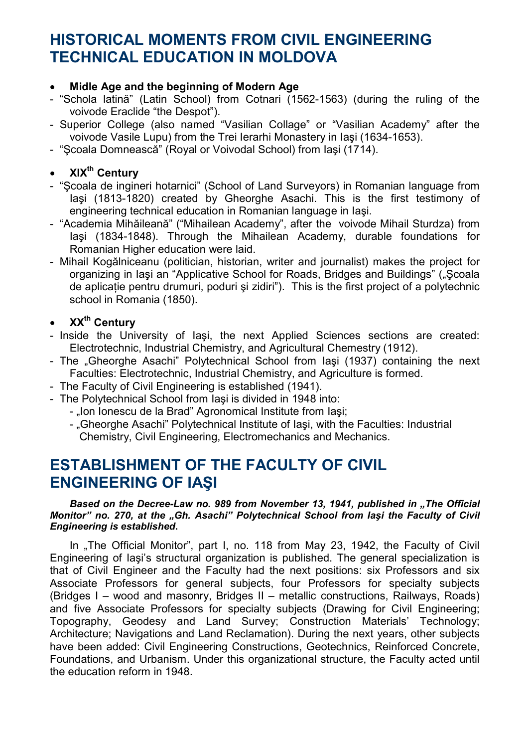# HISTORICAL MOMENTS FROM CIVIL ENGINEERING TECHNICAL EDUCATION IN MOLDOVA

- **Midle Age and the beginning of Modern Age**

- "Schola latină" (Latin School) from Cotnari (1562-1563) (during the ruling of the voivode Eraclide "the Despot").
- Superior College (also named "Vasilian Collage" or "Vasilian Academy" after the voivode Vasile Lupu) from the Trei Ierarhi Monastery in Iaşi (1634-1653).
- "Şcoala Domnească" (Royal or Voivodal School) from Iaşi (1714).

- **XIX<sup>th</sup> Century**

- "Şcoala de ingineri hotarnici" (School of Land Surveyors) in Romanian language from Iaşi (1813-1820) created by Gheorghe Asachi. This is the first testimony of engineering technical education in Romanian language in Iaşi.
- "Academia Mihăileană" ("Mihailean Academy", after the voivode Mihail Sturdza) from Iaşi (1834-1848). Through the Mihailean Academy, durable foundations for Romanian Higher education were laid.
- Mihail Kogălniceanu (politician, historian, writer and journalist) makes the project for organizing in Iaşi an "Applicative School for Roads, Bridges and Buildings" („Şcoala de aplicație pentru drumuri, poduri şi zidiri"). This is the first project of a polytechnic school in Romania (1850).

- **XX<sup>th</sup> Century**

- Inside the University of Iaşi, the next Applied Sciences sections are created: Electrotechnic, Industrial Chemistry, and Agricultural Chemestry (1912).
- The „Gheorghe Asachi" Polytechnical School from Iaşi (1937) containing the next Faculties: Electrotechnic, Industrial Chemistry, and Agriculture is formed.
- The Faculty of Civil Engineering is established (1941).
- The Polytechnical School from Iaşi is divided in 1948 into:
  - „Ion Ionescu de la Brad" Agronomical Institute from Iaşi;
  - „Gheorghe Asachi" Polytechnical Institute of Iaşi, with the Faculties: Industrial Chemistry, Civil Engineering, Electromechanics and Mechanics.

# ESTABLISHMENT OF THE FACULTY OF CIVIL ENGINEERING OF IAŞI

***Based on the Decree-Law no. 989 from November 13, 1941, published in „The Official Monitor" no. 270, at the „Gh. Asachi" Polytechnical School from Iaşi the Faculty of Civil Engineering is established.***

In „The Official Monitor", part I, no. 118 from May 23, 1942, the Faculty of Civil Engineering of Iaşi's structural organization is published. The general specialization is that of Civil Engineer and the Faculty had the next positions: six Professors and six Associate Professors for general subjects, four Professors for specialty subjects (Bridges I – wood and masonry, Bridges II – metallic constructions, Railways, Roads) and five Associate Professors for specialty subjects (Drawing for Civil Engineering; Topography, Geodesy and Land Survey; Construction Materials' Technology; Architecture; Navigations and Land Reclamation). During the next years, other subjects have been added: Civil Engineering Constructions, Geotechnics, Reinforced Concrete, Foundations, and Urbanism. Under this organizational structure, the Faculty acted until the education reform in 1948.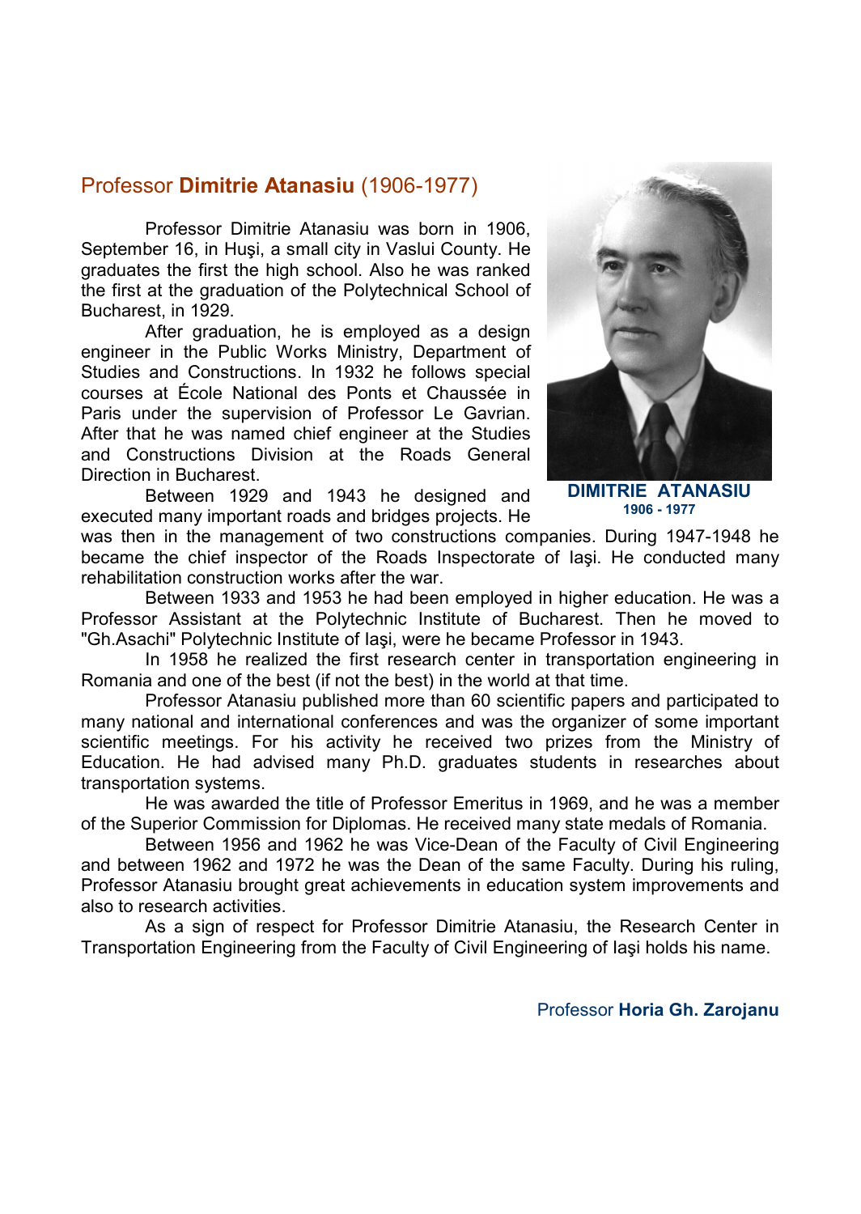## Professor **Dimitrie Atanasiu** (1906-1977)

Professor Dimitrie Atanasiu was born in 1906, September 16, in Huşi, a small city in Vaslui County. He graduates the first the high school. Also he was ranked the first at the graduation of the Polytechnical School of Bucharest, in 1929.

After graduation, he is employed as a design engineer in the Public Works Ministry, Department of Studies and Constructions. In 1932 he follows special courses at École National des Ponts et Chaussée in Paris under the supervision of Professor Le Gavrian. After that he was named chief engineer at the Studies and Constructions Division at the Roads General Direction in Bucharest.

**DIMITRIE ATANASIU**
**1906 - 1977**

Between 1929 and 1943 he designed and executed many important roads and bridges projects. He was then in the management of two constructions companies. During 1947-1948 he became the chief inspector of the Roads Inspectorate of Iaşi. He conducted many rehabilitation construction works after the war.

Between 1933 and 1953 he had been employed in higher education. He was a Professor Assistant at the Polytechnic Institute of Bucharest. Then he moved to "Gh.Asachi" Polytechnic Institute of Iaşi, were he became Professor in 1943.

In 1958 he realized the first research center in transportation engineering in Romania and one of the best (if not the best) in the world at that time.

Professor Atanasiu published more than 60 scientific papers and participated to many national and international conferences and was the organizer of some important scientific meetings. For his activity he received two prizes from the Ministry of Education. He had advised many Ph.D. graduates students in researches about transportation systems.

He was awarded the title of Professor Emeritus in 1969, and he was a member of the Superior Commission for Diplomas. He received many state medals of Romania.

Between 1956 and 1962 he was Vice-Dean of the Faculty of Civil Engineering and between 1962 and 1972 he was the Dean of the same Faculty. During his ruling, Professor Atanasiu brought great achievements in education system improvements and also to research activities.

As a sign of respect for Professor Dimitrie Atanasiu, the Research Center in Transportation Engineering from the Faculty of Civil Engineering of Iaşi holds his name.

Professor **Horia Gh. Zarojanu**